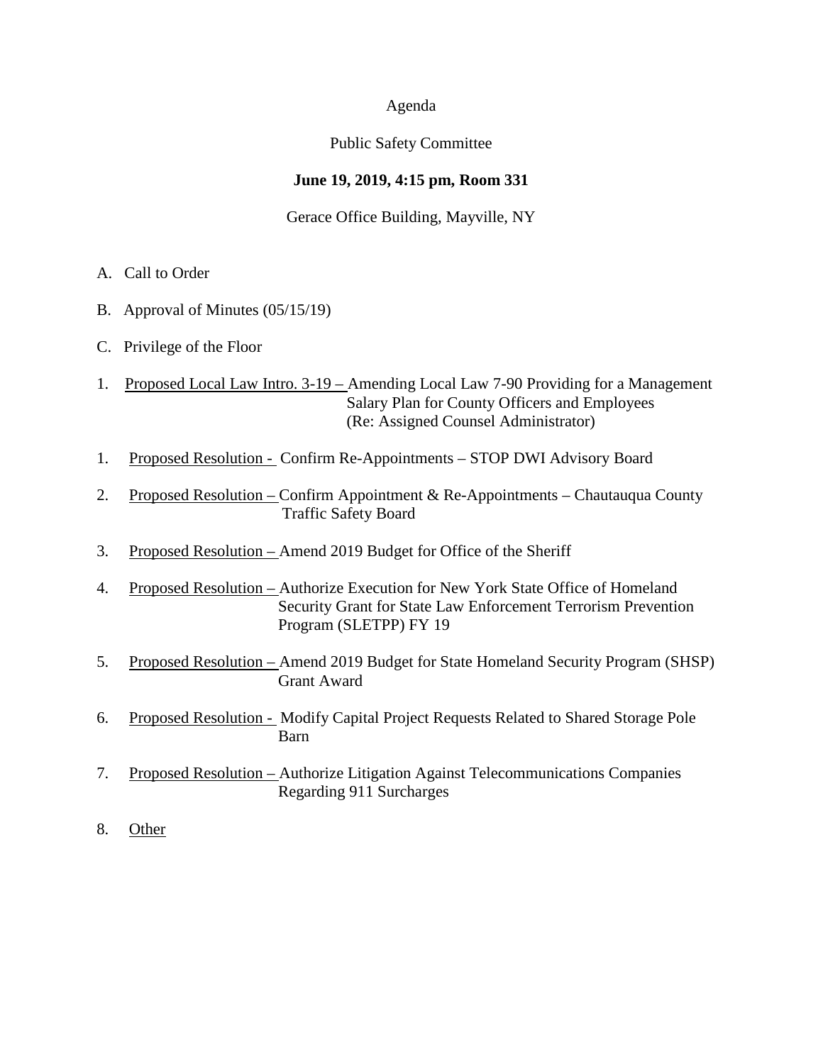Agenda

Public Safety Committee

**June 19, 2019, 4:15 pm, Room 331**

Gerace Office Building, Mayville, NY

A. Call to Order

B. Approval of Minutes (05/15/19)

C. Privilege of the Floor

1. Proposed Local Law Intro. 3-19 – Amending Local Law 7-90 Providing for a Management Salary Plan for County Officers and Employees (Re: Assigned Counsel Administrator)

1. Proposed Resolution - Confirm Re-Appointments – STOP DWI Advisory Board

2. Proposed Resolution – Confirm Appointment & Re-Appointments – Chautauqua County Traffic Safety Board

3. Proposed Resolution – Amend 2019 Budget for Office of the Sheriff

4. Proposed Resolution – Authorize Execution for New York State Office of Homeland Security Grant for State Law Enforcement Terrorism Prevention Program (SLETPP) FY 19

5. Proposed Resolution – Amend 2019 Budget for State Homeland Security Program (SHSP) Grant Award

6. Proposed Resolution - Modify Capital Project Requests Related to Shared Storage Pole Barn

7. Proposed Resolution – Authorize Litigation Against Telecommunications Companies Regarding 911 Surcharges

8. Other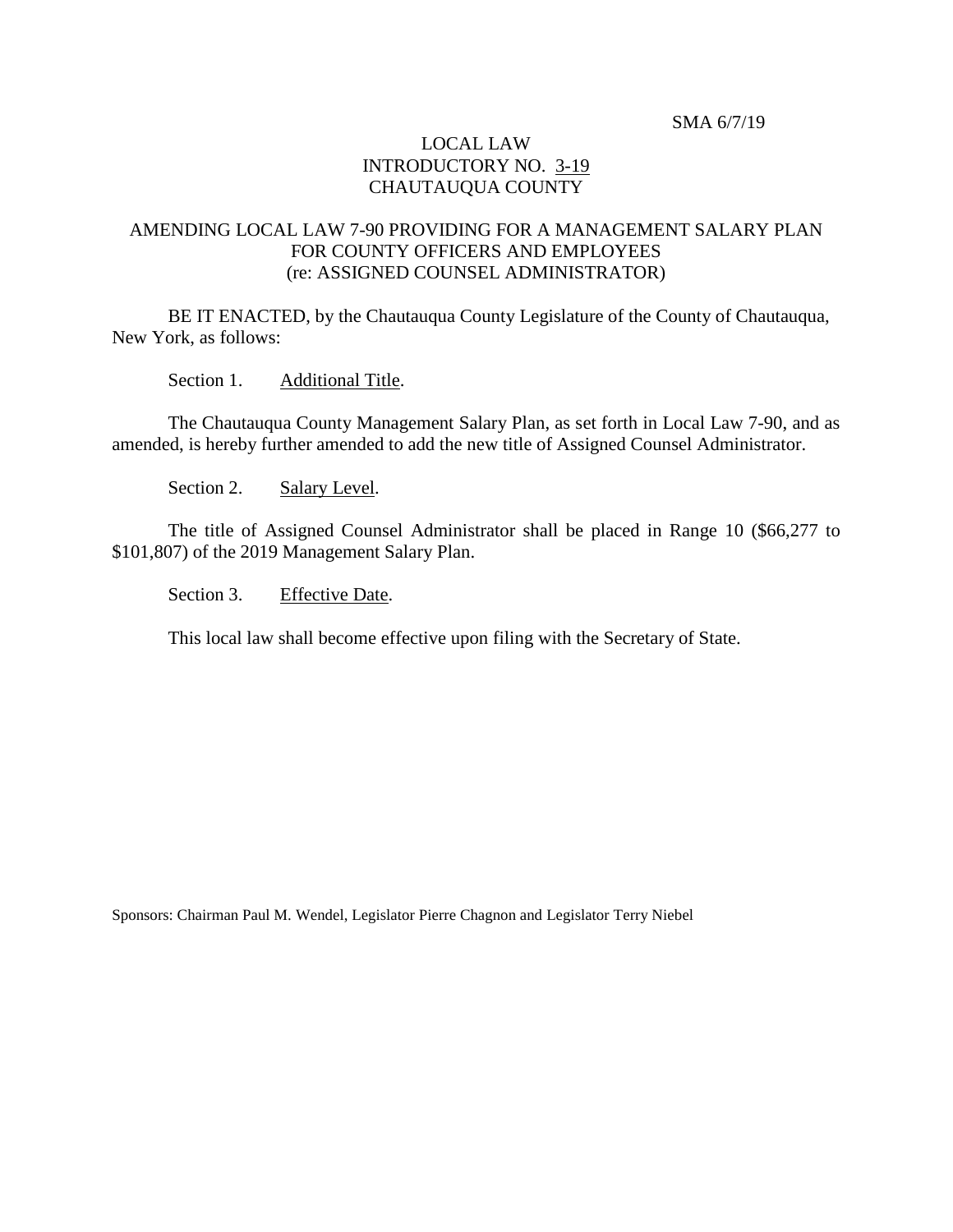SMA 6/7/19

LOCAL LAW
INTRODUCTORY NO. 3-19
CHAUTAUQUA COUNTY

AMENDING LOCAL LAW 7-90 PROVIDING FOR A MANAGEMENT SALARY PLAN FOR COUNTY OFFICERS AND EMPLOYEES
(re: ASSIGNED COUNSEL ADMINISTRATOR)

BE IT ENACTED, by the Chautauqua County Legislature of the County of Chautauqua, New York, as follows:

Section 1. Additional Title.

The Chautauqua County Management Salary Plan, as set forth in Local Law 7-90, and as amended, is hereby further amended to add the new title of Assigned Counsel Administrator.

Section 2. Salary Level.

The title of Assigned Counsel Administrator shall be placed in Range 10 ($66,277 to $101,807) of the 2019 Management Salary Plan.

Section 3. Effective Date.

This local law shall become effective upon filing with the Secretary of State.

Sponsors: Chairman Paul M. Wendel, Legislator Pierre Chagnon and Legislator Terry Niebel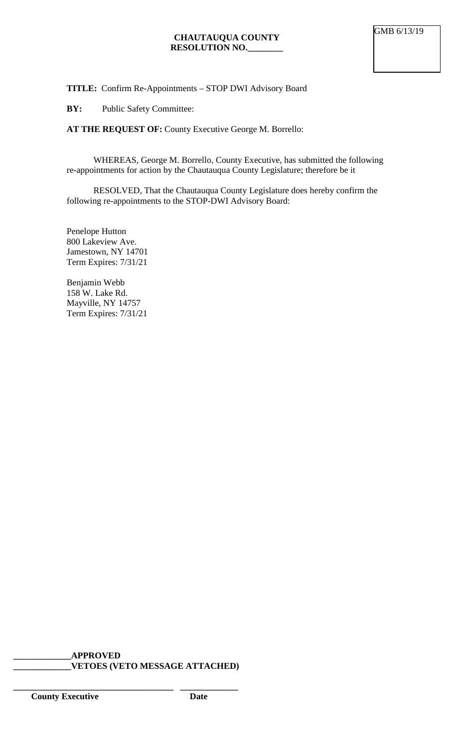GMB 6/13/19

**CHAUTAUQUA COUNTY**
**RESOLUTION NO.________**

**TITLE:** Confirm Re-Appointments – STOP DWI Advisory Board

**BY:** Public Safety Committee:

**AT THE REQUEST OF:** County Executive George M. Borrello:

WHEREAS, George M. Borrello, County Executive, has submitted the following re-appointments for action by the Chautauqua County Legislature; therefore be it

RESOLVED, That the Chautauqua County Legislature does hereby confirm the following re-appointments to the STOP-DWI Advisory Board:

Penelope Hutton
800 Lakeview Ave.
Jamestown, NY 14701
Term Expires: 7/31/21

Benjamin Webb
158 W. Lake Rd.
Mayville, NY 14757
Term Expires: 7/31/21

**_____________APPROVED**
**_____________VETOES (VETO MESSAGE ATTACHED)**

**___________________________________ _____________**
**County Executive Date**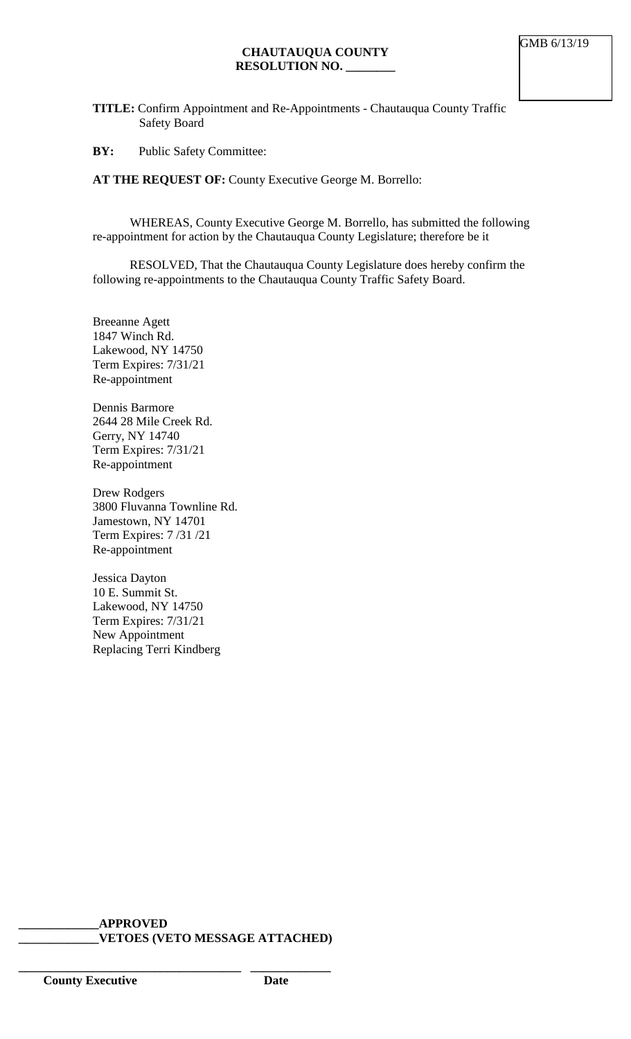GMB 6/13/19

**CHAUTAUQUA COUNTY**
**RESOLUTION NO. ________**

**TITLE:** Confirm Appointment and Re-Appointments - Chautauqua County Traffic Safety Board

**BY:** Public Safety Committee:

**AT THE REQUEST OF:** County Executive George M. Borrello:

WHEREAS, County Executive George M. Borrello, has submitted the following re-appointment for action by the Chautauqua County Legislature; therefore be it

RESOLVED, That the Chautauqua County Legislature does hereby confirm the following re-appointments to the Chautauqua County Traffic Safety Board.

Breeanne Agett
1847 Winch Rd.
Lakewood, NY 14750
Term Expires: 7/31/21
Re-appointment

Dennis Barmore
2644 28 Mile Creek Rd.
Gerry, NY 14740
Term Expires: 7/31/21
Re-appointment

Drew Rodgers
3800 Fluvanna Townline Rd.
Jamestown, NY 14701
Term Expires: 7 /31 /21
Re-appointment

Jessica Dayton
10 E. Summit St.
Lakewood, NY 14750
Term Expires: 7/31/21
New Appointment
Replacing Terri Kindberg

____________**APPROVED**
____________**VETOES (VETO MESSAGE ATTACHED)**

___________________________________ _____________
**County Executive** **Date**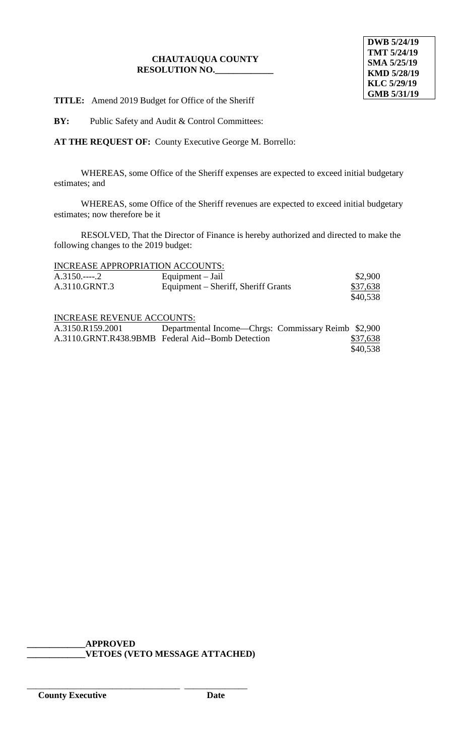DWB 5/24/19
TMT 5/24/19
SMA 5/25/19
KMD 5/28/19
KLC 5/29/19
GMB 5/31/19

**CHAUTAUQUA COUNTY**
**RESOLUTION NO.\_\_\_\_\_\_\_\_\_\_\_\_\_**

**TITLE:** Amend 2019 Budget for Office of the Sheriff

**BY:** Public Safety and Audit & Control Committees:

**AT THE REQUEST OF:** County Executive George M. Borrello:

WHEREAS, some Office of the Sheriff expenses are expected to exceed initial budgetary estimates; and

WHEREAS, some Office of the Sheriff revenues are expected to exceed initial budgetary estimates; now therefore be it

RESOLVED, That the Director of Finance is hereby authorized and directed to make the following changes to the 2019 budget:

INCREASE APPROPRIATION ACCOUNTS:

| | | |
|---|---|---|
| A.3150.----.2 | Equipment – Jail | $2,900 |
| A.3110.GRNT.3 | Equipment – Sheriff, Sheriff Grants | $37,638 |
| | | $40,538 |

INCREASE REVENUE ACCOUNTS:

| | | |
|---|---|---|
| A.3150.R159.2001 | Departmental Income—Chrgs: Commissary Reimb | $2,900 |
| A.3110.GRNT.R438.9BMB | Federal Aid--Bomb Detection | $37,638 |
| | | $40,538 |

\_\_\_\_\_\_\_\_\_\_\_\_\_**APPROVED**
\_\_\_\_\_\_\_\_\_\_\_\_\_**VETOES (VETO MESSAGE ATTACHED)**

\_\_\_\_\_\_\_\_\_\_\_\_\_\_\_\_\_\_\_\_\_\_\_\_\_\_\_\_\_\_\_\_\_\_ \_\_\_\_\_\_\_\_\_\_\_\_\_\_
**County Executive** **Date**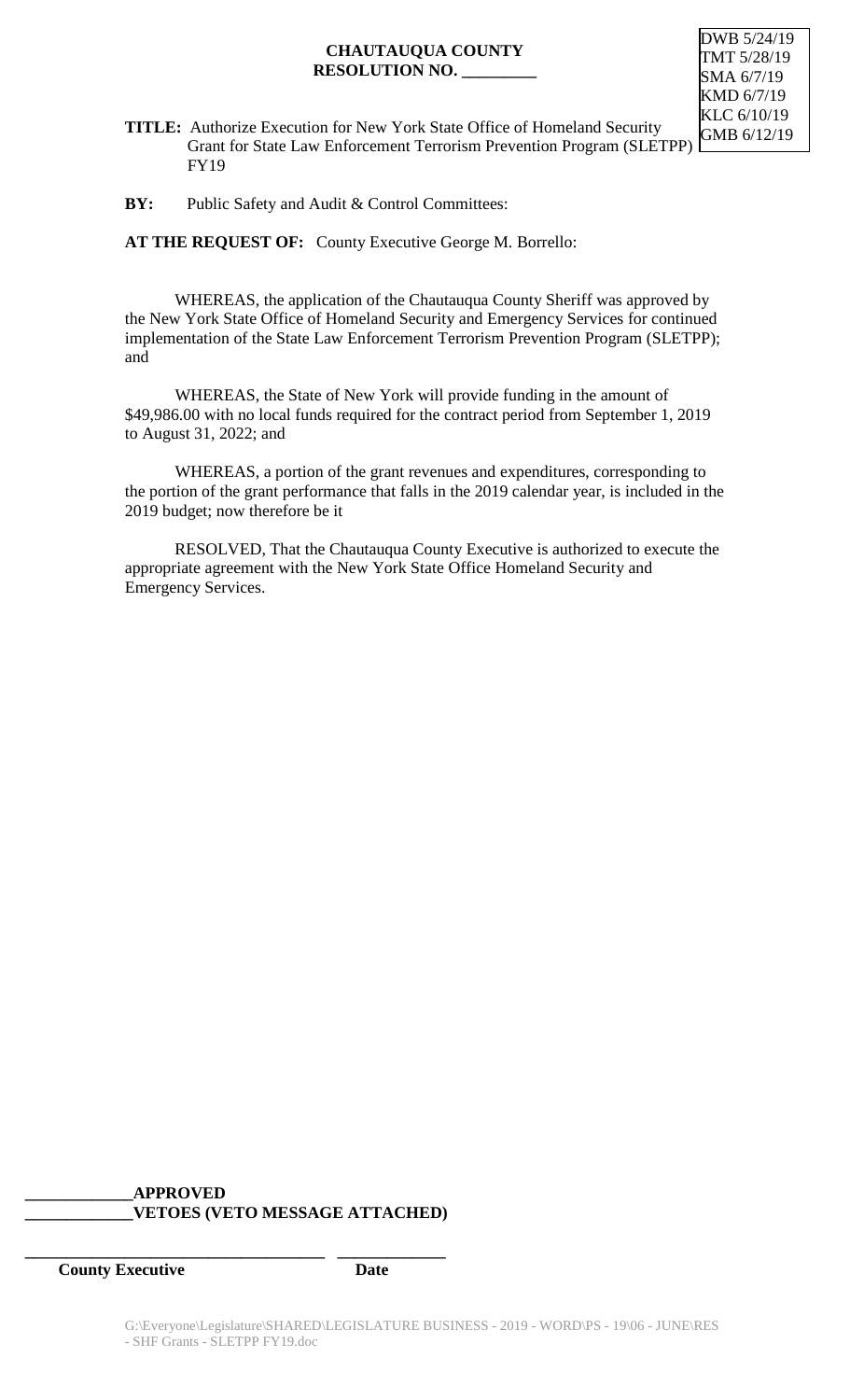**CHAUTAUQUA COUNTY**
**RESOLUTION NO. _________**

DWB 5/24/19
TMT 5/28/19
SMA 6/7/19
KMD 6/7/19
KLC 6/10/19
GMB 6/12/19

**TITLE:** Authorize Execution for New York State Office of Homeland Security Grant for State Law Enforcement Terrorism Prevention Program (SLETPP) FY19

**BY:** Public Safety and Audit & Control Committees:

**AT THE REQUEST OF:** County Executive George M. Borrello:

WHEREAS, the application of the Chautauqua County Sheriff was approved by the New York State Office of Homeland Security and Emergency Services for continued implementation of the State Law Enforcement Terrorism Prevention Program (SLETPP); and

WHEREAS, the State of New York will provide funding in the amount of $49,986.00 with no local funds required for the contract period from September 1, 2019 to August 31, 2022; and

WHEREAS, a portion of the grant revenues and expenditures, corresponding to the portion of the grant performance that falls in the 2019 calendar year, is included in the 2019 budget; now therefore be it

RESOLVED, That the Chautauqua County Executive is authorized to execute the appropriate agreement with the New York State Office Homeland Security and Emergency Services.

_____________**APPROVED**
_____________**VETOES (VETO MESSAGE ATTACHED)**

_____________________________________ _____________
**County Executive** **Date**

G:\Everyone\Legislature\SHARED\LEGISLATURE BUSINESS - 2019 - WORD\PS - 19\06 - JUNE\RES - SHF Grants - SLETPP FY19.doc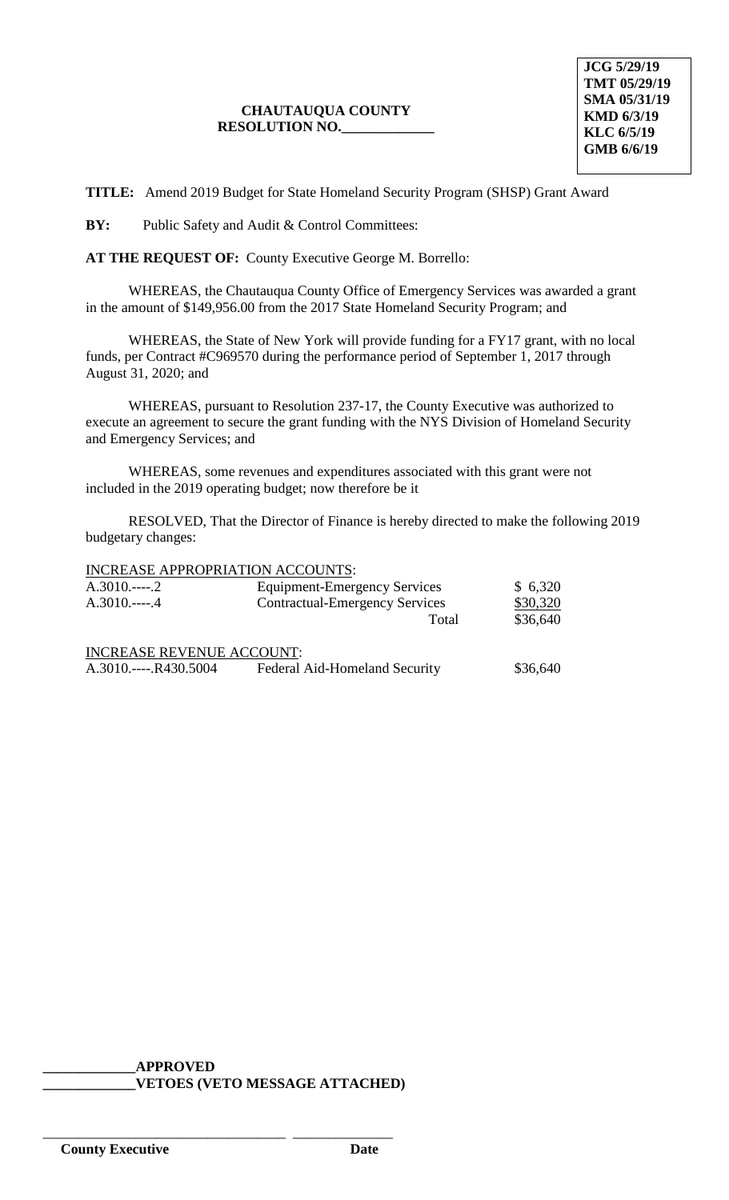JCG 5/29/19
TMT 05/29/19
SMA 05/31/19
KMD 6/3/19
KLC 6/5/19
GMB 6/6/19

**CHAUTAUQUA COUNTY**
**RESOLUTION NO.\_\_\_\_\_\_\_\_\_\_\_\_\_**

**TITLE:** Amend 2019 Budget for State Homeland Security Program (SHSP) Grant Award

**BY:** Public Safety and Audit & Control Committees:

**AT THE REQUEST OF:** County Executive George M. Borrello:

WHEREAS, the Chautauqua County Office of Emergency Services was awarded a grant in the amount of $149,956.00 from the 2017 State Homeland Security Program; and

WHEREAS, the State of New York will provide funding for a FY17 grant, with no local funds, per Contract #C969570 during the performance period of September 1, 2017 through August 31, 2020; and

WHEREAS, pursuant to Resolution 237-17, the County Executive was authorized to execute an agreement to secure the grant funding with the NYS Division of Homeland Security and Emergency Services; and

WHEREAS, some revenues and expenditures associated with this grant were not included in the 2019 operating budget; now therefore be it

RESOLVED, That the Director of Finance is hereby directed to make the following 2019 budgetary changes:

INCREASE APPROPRIATION ACCOUNTS:

| | | |
|---|---|---|
| A.3010.----.2 | Equipment-Emergency Services | $ 6,320 |
| A.3010.----.4 | Contractual-Emergency Services | $30,320 |
| | Total | $36,640 |

INCREASE REVENUE ACCOUNT:

| | | |
|---|---|---|
| A.3010.----.R430.5004 | Federal Aid-Homeland Security | $36,640 |

\_\_\_\_\_\_\_\_\_\_\_\_\_**APPROVED**
\_\_\_\_\_\_\_\_\_\_\_\_\_**VETOES (VETO MESSAGE ATTACHED)**

\_\_\_\_\_\_\_\_\_\_\_\_\_\_\_\_\_\_\_\_\_\_\_\_\_\_\_\_\_\_\_\_\_\_ \_\_\_\_\_\_\_\_\_\_\_\_\_\_
**County Executive** **Date**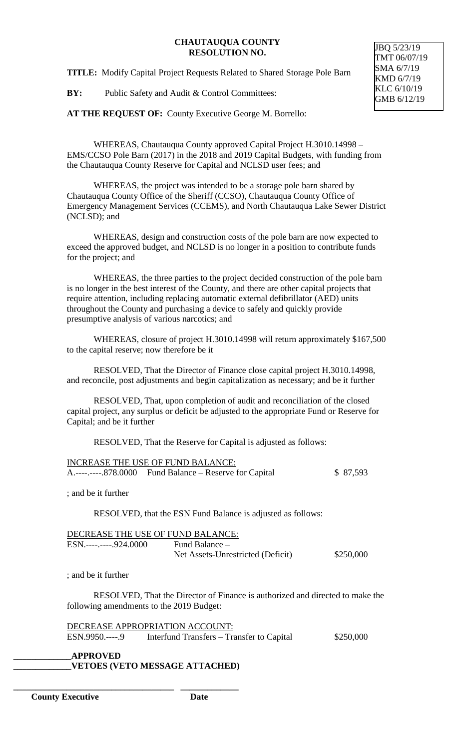**CHAUTAUQUA COUNTY**
**RESOLUTION NO.**

JBQ 5/23/19
TMT 06/07/19
SMA 6/7/19
KMD 6/7/19
KLC 6/10/19
GMB 6/12/19

**TITLE:** Modify Capital Project Requests Related to Shared Storage Pole Barn

**BY:** Public Safety and Audit & Control Committees:

**AT THE REQUEST OF:** County Executive George M. Borrello:

WHEREAS, Chautauqua County approved Capital Project H.3010.14998 – EMS/CCSO Pole Barn (2017) in the 2018 and 2019 Capital Budgets, with funding from the Chautauqua County Reserve for Capital and NCLSD user fees; and

WHEREAS, the project was intended to be a storage pole barn shared by Chautauqua County Office of the Sheriff (CCSO), Chautauqua County Office of Emergency Management Services (CCEMS), and North Chautauqua Lake Sewer District (NCLSD); and

WHEREAS, design and construction costs of the pole barn are now expected to exceed the approved budget, and NCLSD is no longer in a position to contribute funds for the project; and

WHEREAS, the three parties to the project decided construction of the pole barn is no longer in the best interest of the County, and there are other capital projects that require attention, including replacing automatic external defibrillator (AED) units throughout the County and purchasing a device to safely and quickly provide presumptive analysis of various narcotics; and

WHEREAS, closure of project H.3010.14998 will return approximately $167,500 to the capital reserve; now therefore be it

RESOLVED, That the Director of Finance close capital project H.3010.14998, and reconcile, post adjustments and begin capitalization as necessary; and be it further

RESOLVED, That, upon completion of audit and reconciliation of the closed capital project, any surplus or deficit be adjusted to the appropriate Fund or Reserve for Capital; and be it further

RESOLVED, That the Reserve for Capital is adjusted as follows:

INCREASE THE USE OF FUND BALANCE:

| | | |
|---|---|---|
| A.----.-----.878.0000 | Fund Balance – Reserve for Capital | $ 87,593 |

; and be it further

RESOLVED, that the ESN Fund Balance is adjusted as follows:

DECREASE THE USE OF FUND BALANCE:

| | | |
|---|---|---|
| ESN.----.-----.924.0000 | Fund Balance – Net Assets-Unrestricted (Deficit) | $250,000 |

; and be it further

RESOLVED, That the Director of Finance is authorized and directed to make the following amendments to the 2019 Budget:

DECREASE APPROPRIATION ACCOUNT:

| | | |
|---|---|---|
| ESN.9950.----.9 | Interfund Transfers – Transfer to Capital | $250,000 |

\_\_\_\_\_\_\_\_\_\_\_\_\_**APPROVED**
\_\_\_\_\_\_\_\_\_\_\_\_\_**VETOES (VETO MESSAGE ATTACHED)**

\_\_\_\_\_\_\_\_\_\_\_\_\_\_\_\_\_\_\_\_\_\_\_\_\_\_\_\_\_\_\_\_\_\_\_\_ \_\_\_\_\_\_\_\_\_\_\_\_\_
**County Executive** **Date**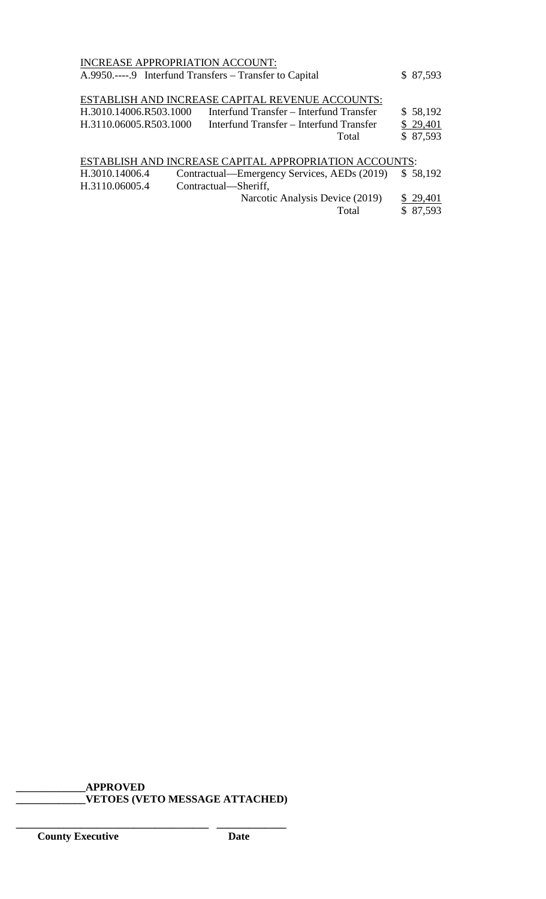INCREASE APPROPRIATION ACCOUNT:

| | | |
|---|---|---|
| A.9950.----.9 | Interfund Transfers – Transfer to Capital | $ 87,593 |

ESTABLISH AND INCREASE CAPITAL REVENUE ACCOUNTS:

| | | |
|---|---|---|
| H.3010.14006.R503.1000 | Interfund Transfer – Interfund Transfer | $ 58,192 |
| H.3110.06005.R503.1000 | Interfund Transfer – Interfund Transfer | $ 29,401 |
| | Total | $ 87,593 |

ESTABLISH AND INCREASE CAPITAL APPROPRIATION ACCOUNTS:

| | | |
|---|---|---|
| H.3010.14006.4 | Contractual—Emergency Services, AEDs (2019) | $ 58,192 |
| H.3110.06005.4 | Contractual—Sheriff, Narcotic Analysis Device (2019) | $ 29,401 |
| | Total | $ 87,593 |

**_____________APPROVED**

**_____________VETOES (VETO MESSAGE ATTACHED)**

_____________________________________ _____________

**County Executive** **Date**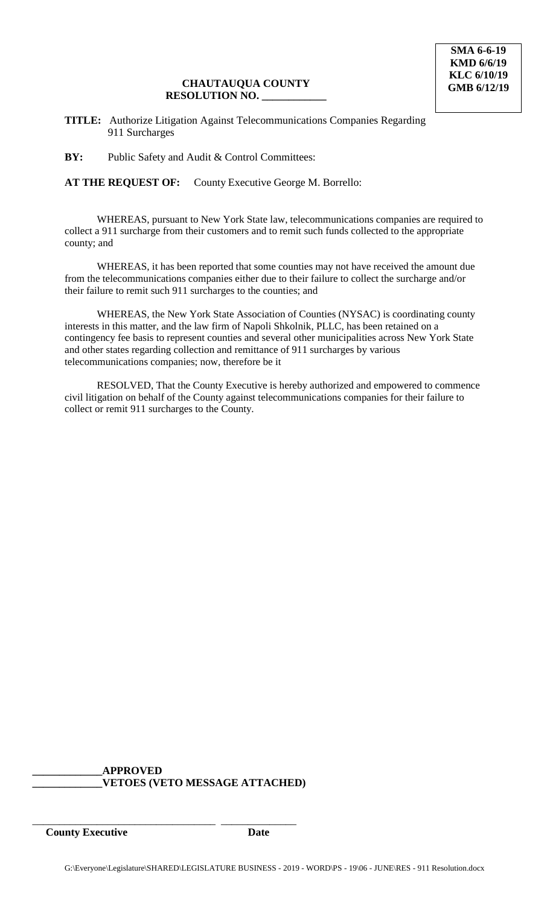SMA 6-6-19
KMD 6/6/19
KLC 6/10/19
GMB 6/12/19

**CHAUTAUQUA COUNTY**
**RESOLUTION NO. ____________**

**TITLE:** Authorize Litigation Against Telecommunications Companies Regarding 911 Surcharges

**BY:** Public Safety and Audit & Control Committees:

**AT THE REQUEST OF:** County Executive George M. Borrello:

WHEREAS, pursuant to New York State law, telecommunications companies are required to collect a 911 surcharge from their customers and to remit such funds collected to the appropriate county; and

WHEREAS, it has been reported that some counties may not have received the amount due from the telecommunications companies either due to their failure to collect the surcharge and/or their failure to remit such 911 surcharges to the counties; and

WHEREAS, the New York State Association of Counties (NYSAC) is coordinating county interests in this matter, and the law firm of Napoli Shkolnik, PLLC, has been retained on a contingency fee basis to represent counties and several other municipalities across New York State and other states regarding collection and remittance of 911 surcharges by various telecommunications companies; now, therefore be it

RESOLVED, That the County Executive is hereby authorized and empowered to commence civil litigation on behalf of the County against telecommunications companies for their failure to collect or remit 911 surcharges to the County.

_____________**APPROVED**
_____________**VETOES (VETO MESSAGE ATTACHED)**

___________________________________ _______________
**County Executive** **Date**

G:\Everyone\Legislature\SHARED\LEGISLATURE BUSINESS - 2019 - WORD\PS - 19\06 - JUNE\RES - 911 Resolution.docx